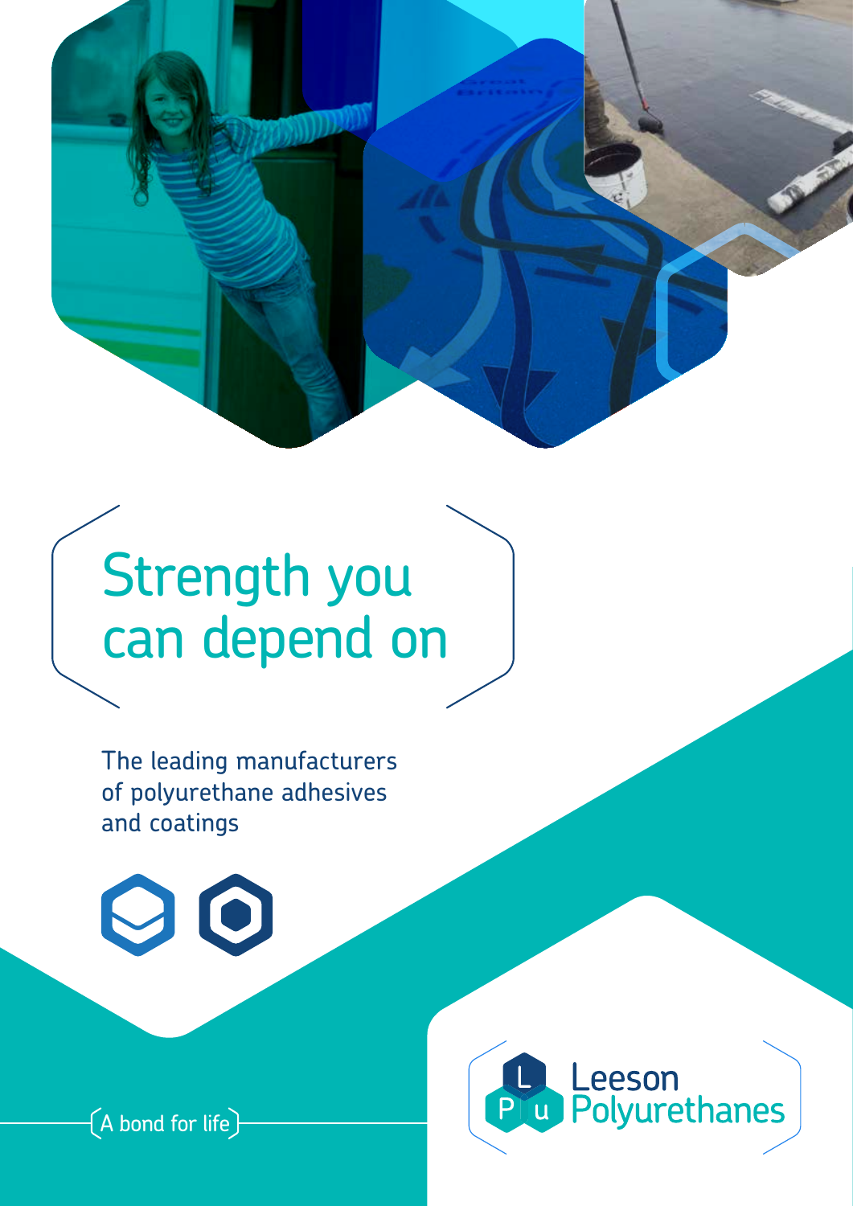# Strength you can depend on

The leading manufacturers of polyurethane adhesives and coatings

A bond for life

Leeson Polyurethanes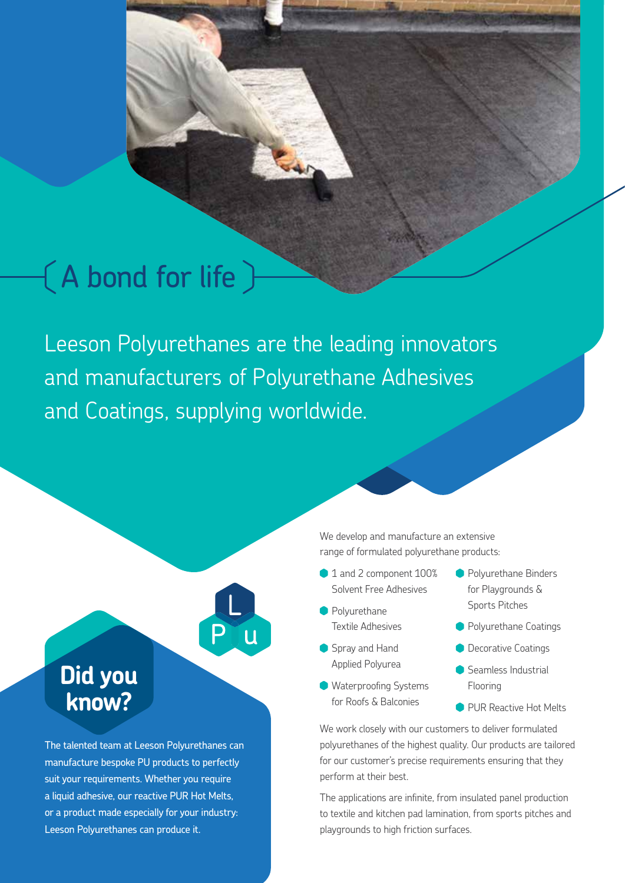# A bond for life

Leeson Polyurethanes are the leading innovators and manufacturers of Polyurethane Adhesives and Coatings, supplying worldwide.

## Did you know?

The talented team at Leeson Polyurethanes can manufacture bespoke PU products to perfectly suit your requirements. Whether you require a liquid adhesive, our reactive PUR Hot Melts, or a product made especially for your industry: Leeson Polyurethanes can produce it.

We develop and manufacture an extensive range of formulated polyurethane products:

- 1 and 2 component 100% Solvent Free Adhesives
- Polyurethane Textile Adhesives
- Spray and Hand Applied Polyurea
- Waterproofing Systems for Roofs & Balconies
- Polyurethane Binders for Playgrounds & Sports Pitches
- Polyurethane Coatings
- Decorative Coatings
- Seamless Industrial Flooring
- PUR Reactive Hot Melts

We work closely with our customers to deliver formulated polyurethanes of the highest quality. Our products are tailored for our customer's precise requirements ensuring that they perform at their best.

The applications are infinite, from insulated panel production to textile and kitchen pad lamination, from sports pitches and playgrounds to high friction surfaces.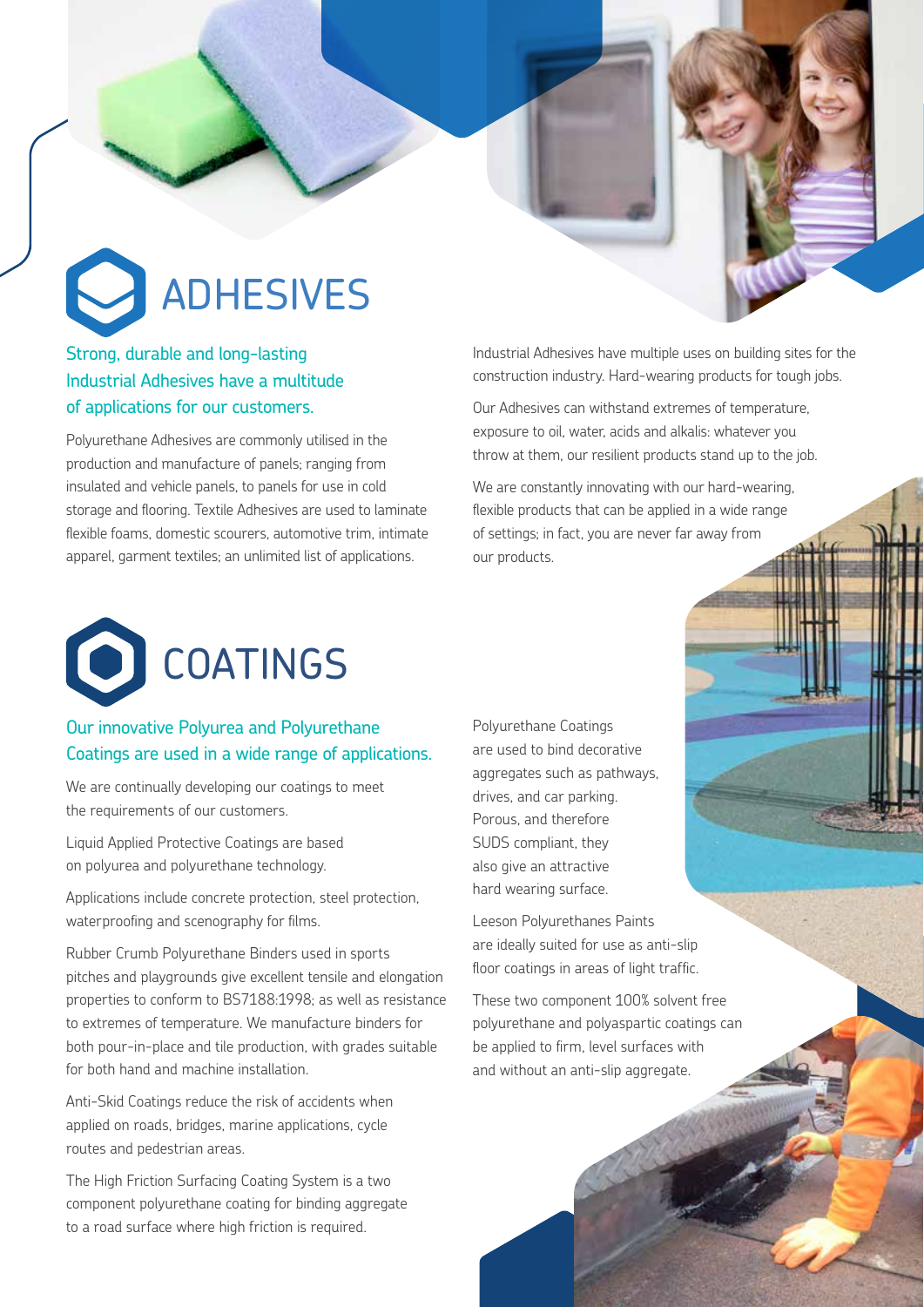# ADHESIVES

## Strong, durable and long-lasting Industrial Adhesives have a multitude of applications for our customers.

Polyurethane Adhesives are commonly utilised in the production and manufacture of panels; ranging from insulated and vehicle panels, to panels for use in cold storage and flooring. Textile Adhesives are used to laminate flexible foams, domestic scourers, automotive trim, intimate apparel, garment textiles; an unlimited list of applications.

Industrial Adhesives have multiple uses on building sites for the construction industry. Hard-wearing products for tough jobs.

Our Adhesives can withstand extremes of temperature, exposure to oil, water, acids and alkalis: whatever you throw at them, our resilient products stand up to the job.

We are constantly innovating with our hard-wearing, flexible products that can be applied in a wide range of settings; in fact, you are never far away from our products.

# COATINGS

## Our innovative Polyurea and Polyurethane Coatings are used in a wide range of applications.

We are continually developing our coatings to meet the requirements of our customers.

Liquid Applied Protective Coatings are based on polyurea and polyurethane technology.

Applications include concrete protection, steel protection, waterproofing and scenography for films.

Rubber Crumb Polyurethane Binders used in sports pitches and playgrounds give excellent tensile and elongation properties to conform to BS7188:1998; as well as resistance to extremes of temperature. We manufacture binders for both pour-in-place and tile production, with grades suitable for both hand and machine installation.

Anti-Skid Coatings reduce the risk of accidents when applied on roads, bridges, marine applications, cycle routes and pedestrian areas.

The High Friction Surfacing Coating System is a two component polyurethane coating for binding aggregate to a road surface where high friction is required.

Polyurethane Coatings are used to bind decorative aggregates such as pathways, drives, and car parking. Porous, and therefore SUDS compliant, they also give an attractive hard wearing surface.

Leeson Polyurethanes Paints are ideally suited for use as anti-slip floor coatings in areas of light traffic.

These two component 100% solvent free polyurethane and polyaspartic coatings can be applied to firm, level surfaces with and without an anti-slip aggregate.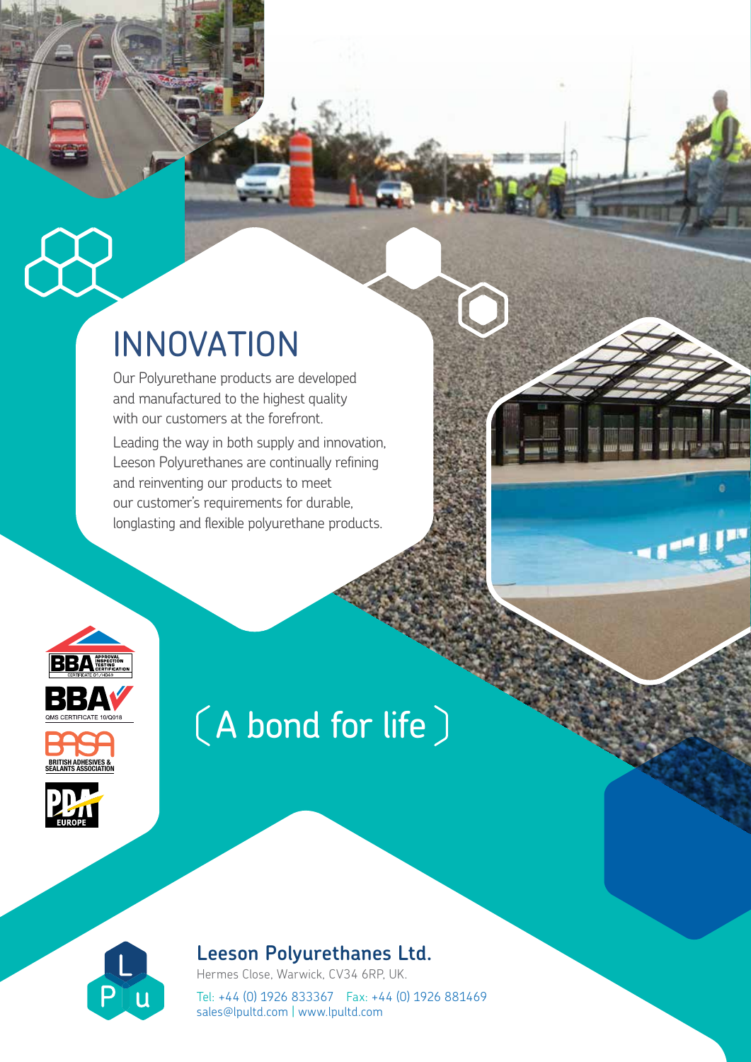# INNOVATION

Our Polyurethane products are developed and manufactured to the highest quality with our customers at the forefront.

Leading the way in both supply and innovation, Leeson Polyurethanes are continually refining and reinventing our products to meet our customer's requirements for durable, longlasting and flexible polyurethane products.

BBA APPROVAL INSPECTION TESTING CERTIFICATION
CERTIFICATE 01/H049

BBA
QMS CERTIFICATE 10/Q018

BASA
BRITISH ADHESIVES & SEALANTS ASSOCIATION

PDA EUROPE

( A bond for life )

## Leeson Polyurethanes Ltd.

Hermes Close, Warwick, CV34 6RP, UK.

Tel: +44 (0) 1926 833367  Fax: +44 (0) 1926 881469
sales@lpultd.com | www.lpultd.com